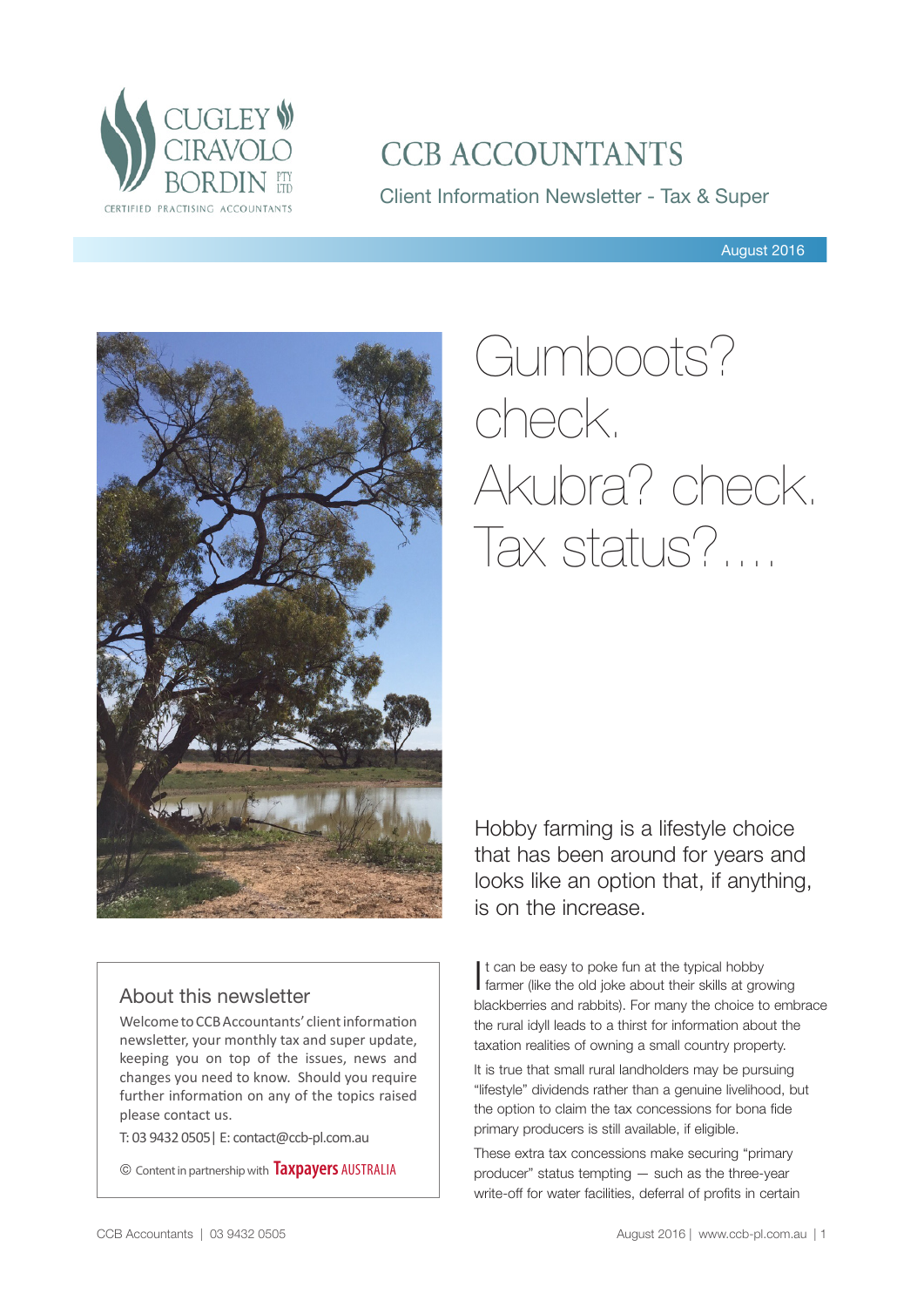CUGLEY CIRAVOLO BORDIN PTY LTD
CERTIFIED PRACTISING ACCOUNTANTS

# CCB ACCOUNTANTS

Client Information Newsletter - Tax & Super

August 2016

# Gumboots? check. Akubra? check. Tax status?....

Hobby farming is a lifestyle choice that has been around for years and looks like an option that, if anything, is on the increase.

It can be easy to poke fun at the typical hobby farmer (like the old joke about their skills at growing blackberries and rabbits). For many the choice to embrace the rural idyll leads to a thirst for information about the taxation realities of owning a small country property.

It is true that small rural landholders may be pursuing "lifestyle" dividends rather than a genuine livelihood, but the option to claim the tax concessions for bona fide primary producers is still available, if eligible.

These extra tax concessions make securing "primary producer" status tempting — such as the three-year write-off for water facilities, deferral of profits in certain

## About this newsletter

Welcome to CCB Accountants' client information newsletter, your monthly tax and super update, keeping you on top of the issues, news and changes you need to know. Should you require further information on any of the topics raised please contact us.

T: 03 9432 0505 | E: contact@ccb-pl.com.au

© Content in partnership with Taxpayers AUSTRALIA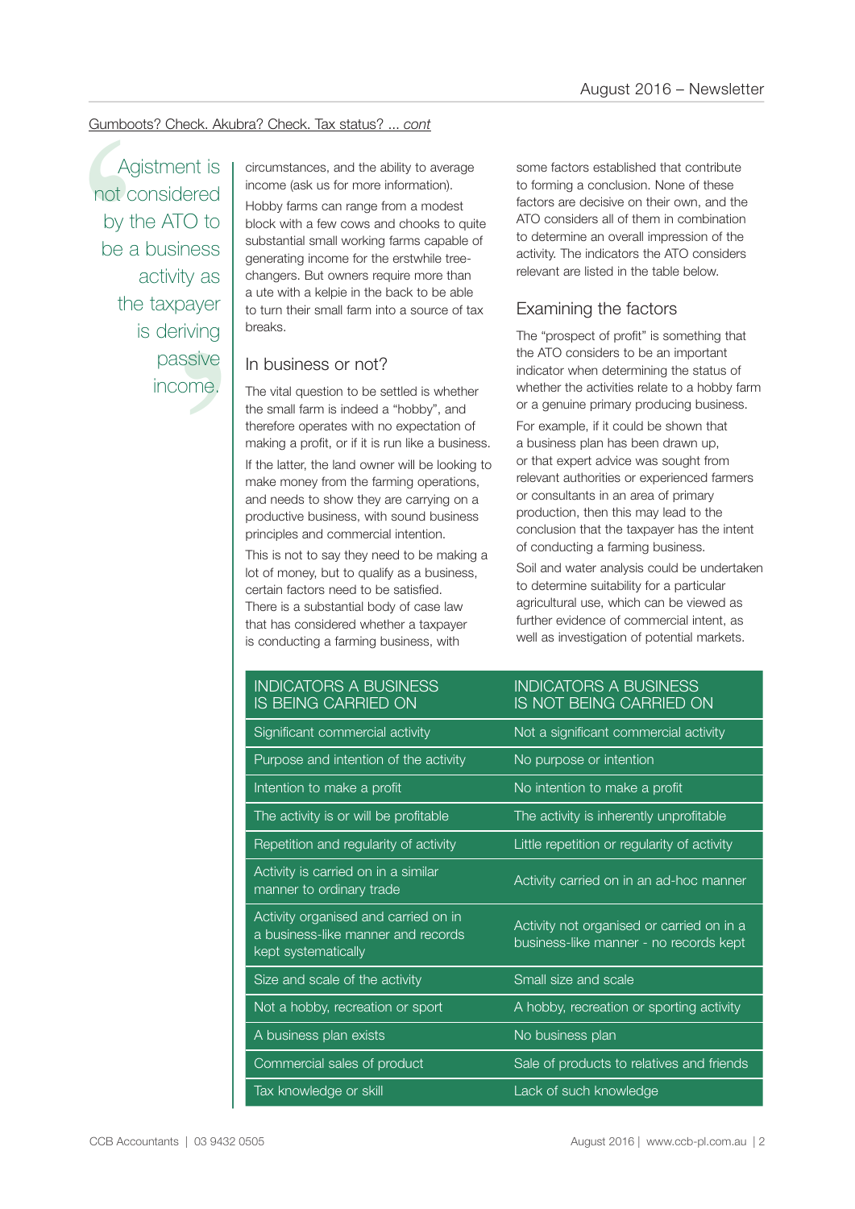Gumboots? Check. Akubra? Check. Tax status? ... *cont*

> Agistment is not considered by the ATO to be a business activity as the taxpayer is deriving passive income.

circumstances, and the ability to average income (ask us for more information).

Hobby farms can range from a modest block with a few cows and chooks to quite substantial small working farms capable of generating income for the erstwhile tree-changers. But owners require more than a ute with a kelpie in the back to be able to turn their small farm into a source of tax breaks.

## In business or not?

The vital question to be settled is whether the small farm is indeed a "hobby", and therefore operates with no expectation of making a profit, or if it is run like a business.

If the latter, the land owner will be looking to make money from the farming operations, and needs to show they are carrying on a productive business, with sound business principles and commercial intention.

This is not to say they need to be making a lot of money, but to qualify as a business, certain factors need to be satisfied. There is a substantial body of case law that has considered whether a taxpayer is conducting a farming business, with some factors established that contribute to forming a conclusion. None of these factors are decisive on their own, and the ATO considers all of them in combination to determine an overall impression of the activity. The indicators the ATO considers relevant are listed in the table below.

## Examining the factors

The "prospect of profit" is something that the ATO considers to be an important indicator when determining the status of whether the activities relate to a hobby farm or a genuine primary producing business.

For example, if it could be shown that a business plan has been drawn up, or that expert advice was sought from relevant authorities or experienced farmers or consultants in an area of primary production, then this may lead to the conclusion that the taxpayer has the intent of conducting a farming business.

Soil and water analysis could be undertaken to determine suitability for a particular agricultural use, which can be viewed as further evidence of commercial intent, as well as investigation of potential markets.

| INDICATORS A BUSINESS IS BEING CARRIED ON | INDICATORS A BUSINESS IS NOT BEING CARRIED ON |
|---|---|
| Significant commercial activity | Not a significant commercial activity |
| Purpose and intention of the activity | No purpose or intention |
| Intention to make a profit | No intention to make a profit |
| The activity is or will be profitable | The activity is inherently unprofitable |
| Repetition and regularity of activity | Little repetition or regularity of activity |
| Activity is carried on in a similar manner to ordinary trade | Activity carried on in an ad-hoc manner |
| Activity organised and carried on in a business-like manner and records kept systematically | Activity not organised or carried on in a business-like manner - no records kept |
| Size and scale of the activity | Small size and scale |
| Not a hobby, recreation or sport | A hobby, recreation or sporting activity |
| A business plan exists | No business plan |
| Commercial sales of product | Sale of products to relatives and friends |
| Tax knowledge or skill | Lack of such knowledge |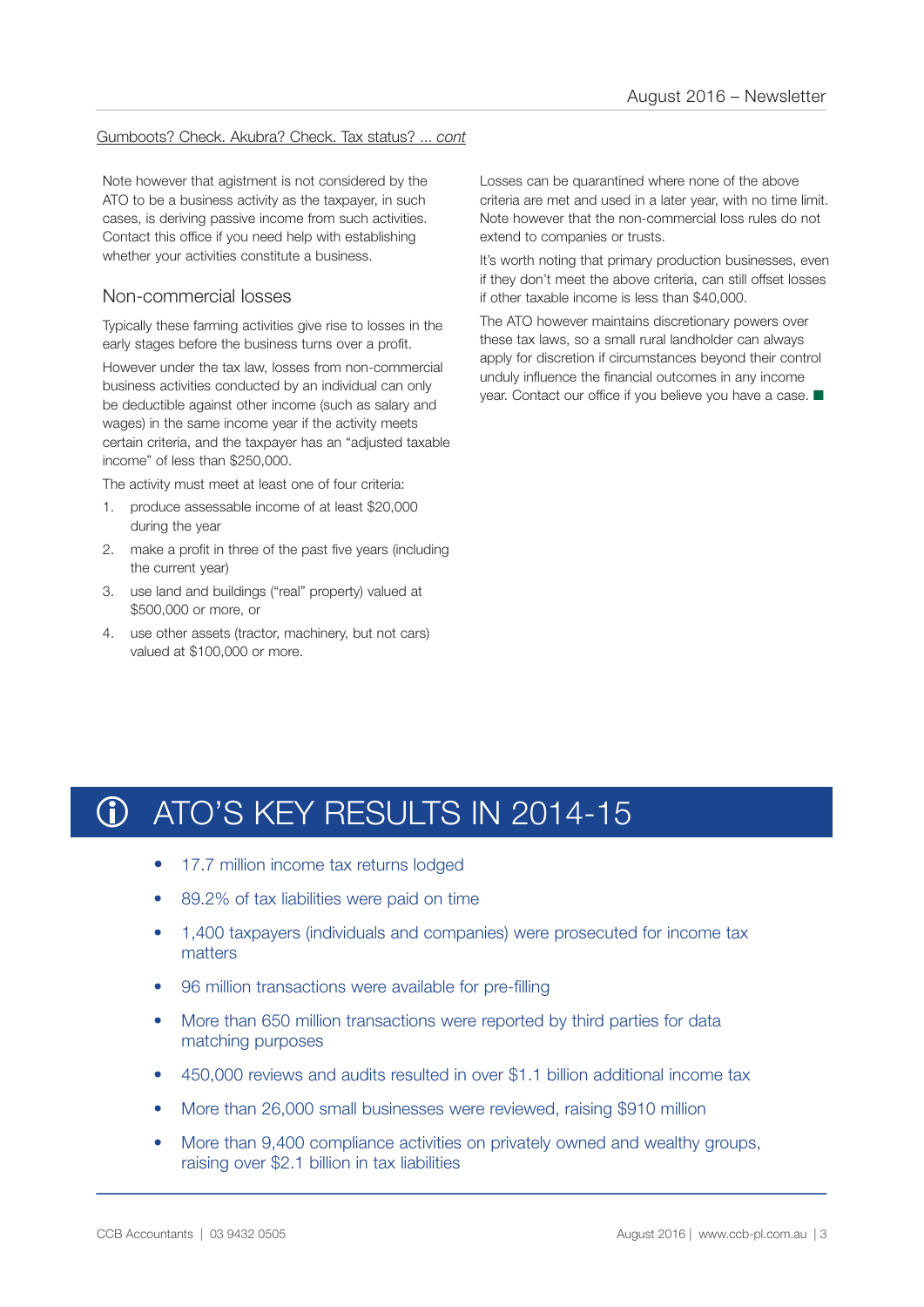Gumboots? Check. Akubra? Check. Tax status? ... *cont*

Note however that agistment is not considered by the ATO to be a business activity as the taxpayer, in such cases, is deriving passive income from such activities. Contact this office if you need help with establishing whether your activities constitute a business.

### Non-commercial losses

Typically these farming activities give rise to losses in the early stages before the business turns over a profit.

However under the tax law, losses from non-commercial business activities conducted by an individual can only be deductible against other income (such as salary and wages) in the same income year if the activity meets certain criteria, and the taxpayer has an "adjusted taxable income" of less than $250,000.

The activity must meet at least one of four criteria:

1. produce assessable income of at least $20,000 during the year
2. make a profit in three of the past five years (including the current year)
3. use land and buildings ("real" property) valued at $500,000 or more, or
4. use other assets (tractor, machinery, but not cars) valued at $100,000 or more.

Losses can be quarantined where none of the above criteria are met and used in a later year, with no time limit. Note however that the non-commercial loss rules do not extend to companies or trusts.

It's worth noting that primary production businesses, even if they don't meet the above criteria, can still offset losses if other taxable income is less than $40,000.

The ATO however maintains discretionary powers over these tax laws, so a small rural landholder can always apply for discretion if circumstances beyond their control unduly influence the financial outcomes in any income year. Contact our office if you believe you have a case. ■

## ATO'S KEY RESULTS IN 2014-15

- 17.7 million income tax returns lodged
- 89.2% of tax liabilities were paid on time
- 1,400 taxpayers (individuals and companies) were prosecuted for income tax matters
- 96 million transactions were available for pre-filling
- More than 650 million transactions were reported by third parties for data matching purposes
- 450,000 reviews and audits resulted in over $1.1 billion additional income tax
- More than 26,000 small businesses were reviewed, raising $910 million
- More than 9,400 compliance activities on privately owned and wealthy groups, raising over $2.1 billion in tax liabilities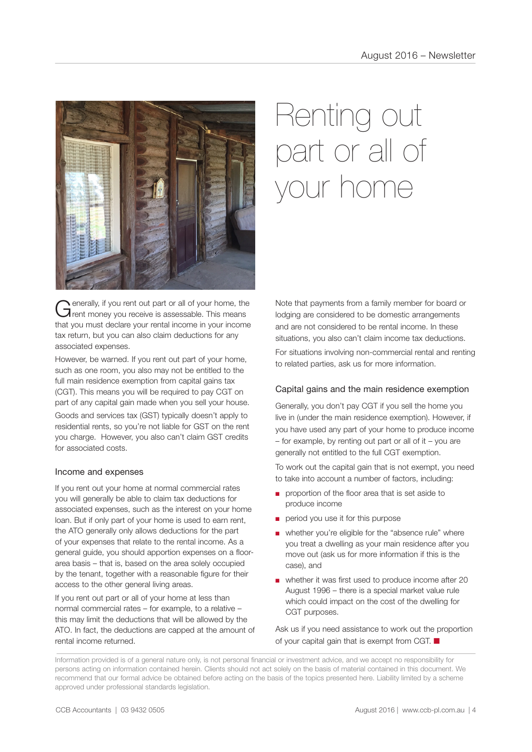# Renting out part or all of your home

Generally, if you rent out part or all of your home, the rent money you receive is assessable. This means that you must declare your rental income in your income tax return, but you can also claim deductions for any associated expenses.

However, be warned. If you rent out part of your home, such as one room, you also may not be entitled to the full main residence exemption from capital gains tax (CGT). This means you will be required to pay CGT on part of any capital gain made when you sell your house.

Goods and services tax (GST) typically doesn't apply to residential rents, so you're not liable for GST on the rent you charge. However, you also can't claim GST credits for associated costs.

## Income and expenses

If you rent out your home at normal commercial rates you will generally be able to claim tax deductions for associated expenses, such as the interest on your home loan. But if only part of your home is used to earn rent, the ATO generally only allows deductions for the part of your expenses that relate to the rental income. As a general guide, you should apportion expenses on a floor-area basis – that is, based on the area solely occupied by the tenant, together with a reasonable figure for their access to the other general living areas.

If you rent out part or all of your home at less than normal commercial rates – for example, to a relative – this may limit the deductions that will be allowed by the ATO. In fact, the deductions are capped at the amount of rental income returned.

Note that payments from a family member for board or lodging are considered to be domestic arrangements and are not considered to be rental income. In these situations, you also can't claim income tax deductions.

For situations involving non-commercial rental and renting to related parties, ask us for more information.

## Capital gains and the main residence exemption

Generally, you don't pay CGT if you sell the home you live in (under the main residence exemption). However, if you have used any part of your home to produce income – for example, by renting out part or all of it – you are generally not entitled to the full CGT exemption.

To work out the capital gain that is not exempt, you need to take into account a number of factors, including:

- proportion of the floor area that is set aside to produce income
- period you use it for this purpose
- whether you're eligible for the "absence rule" where you treat a dwelling as your main residence after you move out (ask us for more information if this is the case), and
- whether it was first used to produce income after 20 August 1996 – there is a special market value rule which could impact on the cost of the dwelling for CGT purposes.

Ask us if you need assistance to work out the proportion of your capital gain that is exempt from CGT. ■

Information provided is of a general nature only, is not personal financial or investment advice, and we accept no responsibility for persons acting on information contained herein. Clients should not act solely on the basis of material contained in this document. We recommend that our formal advice be obtained before acting on the basis of the topics presented here. Liability limited by a scheme approved under professional standards legislation.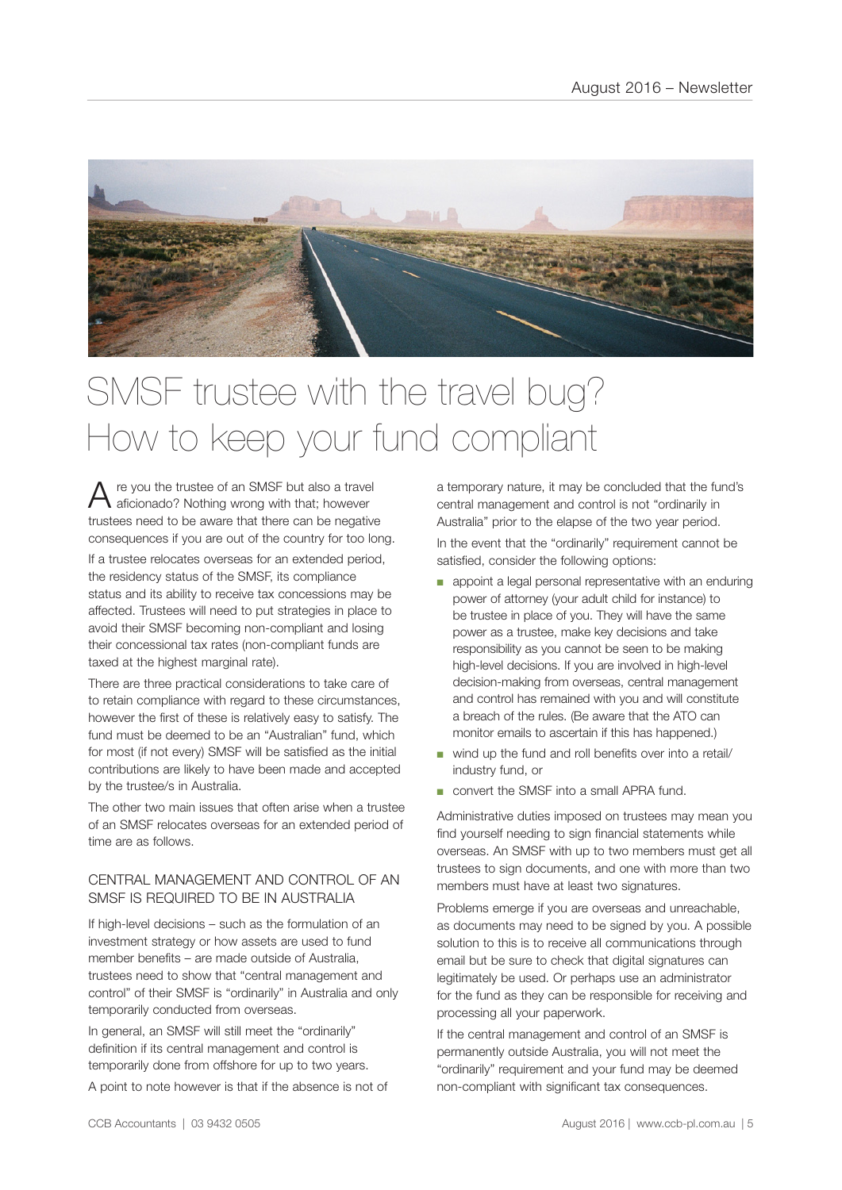# SMSF trustee with the travel bug? How to keep your fund compliant

Are you the trustee of an SMSF but also a travel aficionado? Nothing wrong with that; however trustees need to be aware that there can be negative consequences if you are out of the country for too long.

If a trustee relocates overseas for an extended period, the residency status of the SMSF, its compliance status and its ability to receive tax concessions may be affected. Trustees will need to put strategies in place to avoid their SMSF becoming non-compliant and losing their concessional tax rates (non-compliant funds are taxed at the highest marginal rate).

There are three practical considerations to take care of to retain compliance with regard to these circumstances, however the first of these is relatively easy to satisfy. The fund must be deemed to be an "Australian" fund, which for most (if not every) SMSF will be satisfied as the initial contributions are likely to have been made and accepted by the trustee/s in Australia.

The other two main issues that often arise when a trustee of an SMSF relocates overseas for an extended period of time are as follows.

## CENTRAL MANAGEMENT AND CONTROL OF AN SMSF IS REQUIRED TO BE IN AUSTRALIA

If high-level decisions – such as the formulation of an investment strategy or how assets are used to fund member benefits – are made outside of Australia, trustees need to show that "central management and control" of their SMSF is "ordinarily" in Australia and only temporarily conducted from overseas.

In general, an SMSF will still meet the "ordinarily" definition if its central management and control is temporarily done from offshore for up to two years.

A point to note however is that if the absence is not of a temporary nature, it may be concluded that the fund's central management and control is not "ordinarily in Australia" prior to the elapse of the two year period.

In the event that the "ordinarily" requirement cannot be satisfied, consider the following options:

- appoint a legal personal representative with an enduring power of attorney (your adult child for instance) to be trustee in place of you. They will have the same power as a trustee, make key decisions and take responsibility as you cannot be seen to be making high-level decisions. If you are involved in high-level decision-making from overseas, central management and control has remained with you and will constitute a breach of the rules. (Be aware that the ATO can monitor emails to ascertain if this has happened.)
- wind up the fund and roll benefits over into a retail/industry fund, or
- convert the SMSF into a small APRA fund.

Administrative duties imposed on trustees may mean you find yourself needing to sign financial statements while overseas. An SMSF with up to two members must get all trustees to sign documents, and one with more than two members must have at least two signatures.

Problems emerge if you are overseas and unreachable, as documents may need to be signed by you. A possible solution to this is to receive all communications through email but be sure to check that digital signatures can legitimately be used. Or perhaps use an administrator for the fund as they can be responsible for receiving and processing all your paperwork.

If the central management and control of an SMSF is permanently outside Australia, you will not meet the "ordinarily" requirement and your fund may be deemed non-compliant with significant tax consequences.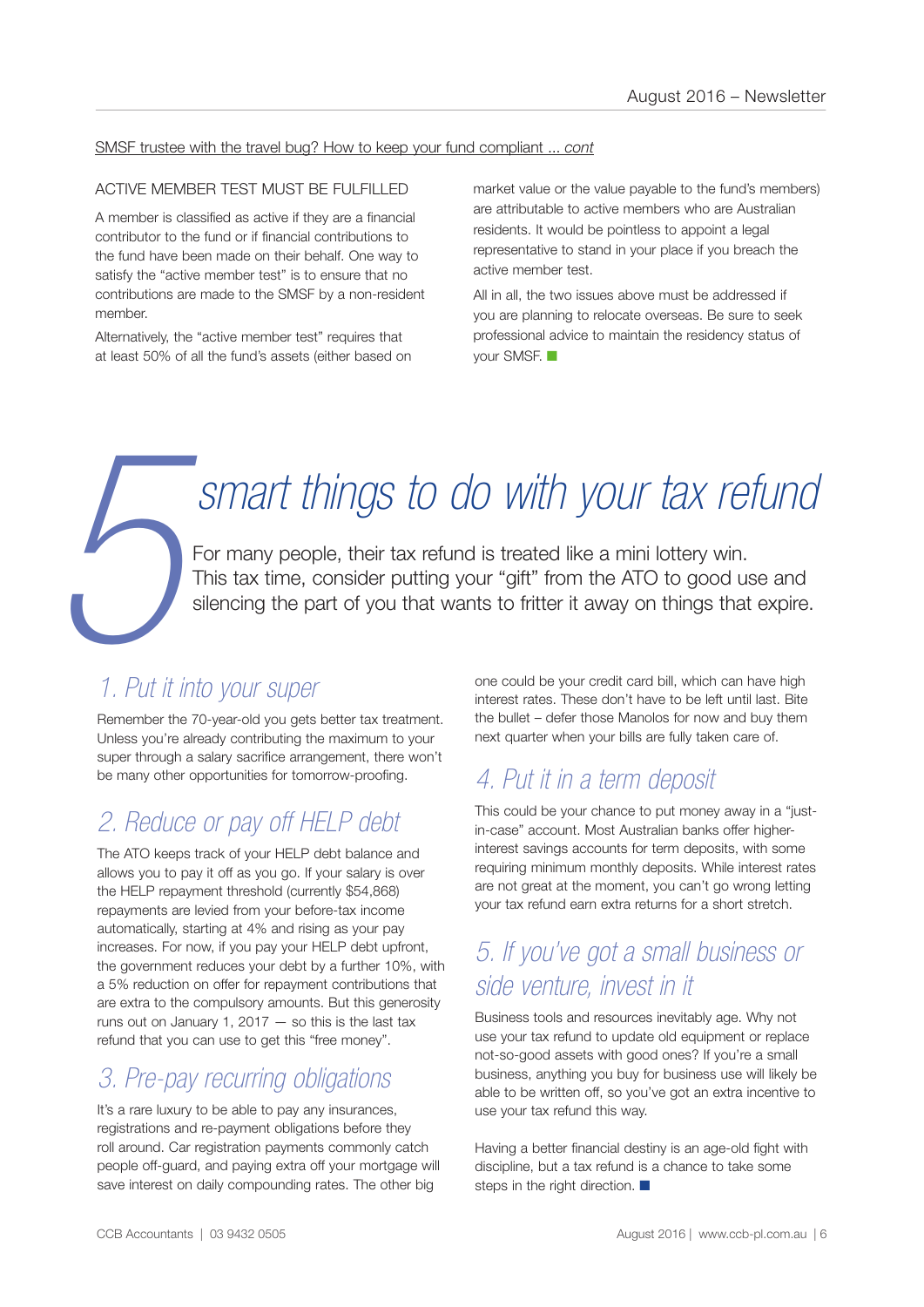SMSF trustee with the travel bug? How to keep your fund compliant ... *cont*

### ACTIVE MEMBER TEST MUST BE FULFILLED

A member is classified as active if they are a financial contributor to the fund or if financial contributions to the fund have been made on their behalf. One way to satisfy the "active member test" is to ensure that no contributions are made to the SMSF by a non-resident member.

Alternatively, the "active member test" requires that at least 50% of all the fund's assets (either based on market value or the value payable to the fund's members) are attributable to active members who are Australian residents. It would be pointless to appoint a legal representative to stand in your place if you breach the active member test.

All in all, the two issues above must be addressed if you are planning to relocate overseas. Be sure to seek professional advice to maintain the residency status of your SMSF. ■

# 5 smart things to do with your tax refund

For many people, their tax refund is treated like a mini lottery win. This tax time, consider putting your "gift" from the ATO to good use and silencing the part of you that wants to fritter it away on things that expire.

## 1. Put it into your super

Remember the 70-year-old you gets better tax treatment. Unless you're already contributing the maximum to your super through a salary sacrifice arrangement, there won't be many other opportunities for tomorrow-proofing.

## 2. Reduce or pay off HELP debt

The ATO keeps track of your HELP debt balance and allows you to pay it off as you go. If your salary is over the HELP repayment threshold (currently $54,868) repayments are levied from your before-tax income automatically, starting at 4% and rising as your pay increases. For now, if you pay your HELP debt upfront, the government reduces your debt by a further 10%, with a 5% reduction on offer for repayment contributions that are extra to the compulsory amounts. But this generosity runs out on January 1, 2017 — so this is the last tax refund that you can use to get this "free money".

## 3. Pre-pay recurring obligations

It's a rare luxury to be able to pay any insurances, registrations and re-payment obligations before they roll around. Car registration payments commonly catch people off-guard, and paying extra off your mortgage will save interest on daily compounding rates. The other big one could be your credit card bill, which can have high interest rates. These don't have to be left until last. Bite the bullet – defer those Manolos for now and buy them next quarter when your bills are fully taken care of.

## 4. Put it in a term deposit

This could be your chance to put money away in a "just-in-case" account. Most Australian banks offer higher-interest savings accounts for term deposits, with some requiring minimum monthly deposits. While interest rates are not great at the moment, you can't go wrong letting your tax refund earn extra returns for a short stretch.

## 5. If you've got a small business or side venture, invest in it

Business tools and resources inevitably age. Why not use your tax refund to update old equipment or replace not-so-good assets with good ones? If you're a small business, anything you buy for business use will likely be able to be written off, so you've got an extra incentive to use your tax refund this way.

Having a better financial destiny is an age-old fight with discipline, but a tax refund is a chance to take some steps in the right direction. ■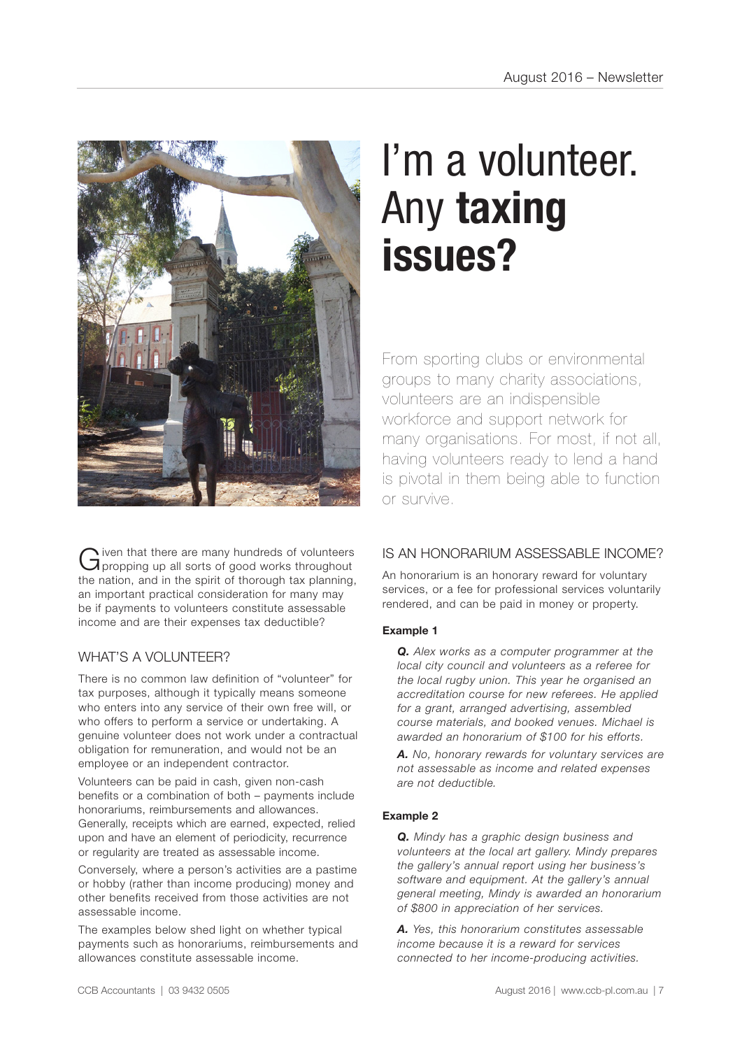# I'm a volunteer. Any **taxing issues?**

From sporting clubs or environmental groups to many charity associations, volunteers are an indispensible workforce and support network for many organisations. For most, if not all, having volunteers ready to lend a hand is pivotal in them being able to function or survive.

Given that there are many hundreds of volunteers propping up all sorts of good works throughout the nation, and in the spirit of thorough tax planning, an important practical consideration for many may be if payments to volunteers constitute assessable income and are their expenses tax deductible?

## WHAT'S A VOLUNTEER?

There is no common law definition of "volunteer" for tax purposes, although it typically means someone who enters into any service of their own free will, or who offers to perform a service or undertaking. A genuine volunteer does not work under a contractual obligation for remuneration, and would not be an employee or an independent contractor.

Volunteers can be paid in cash, given non-cash benefits or a combination of both – payments include honorariums, reimbursements and allowances. Generally, receipts which are earned, expected, relied upon and have an element of periodicity, recurrence or regularity are treated as assessable income.

Conversely, where a person's activities are a pastime or hobby (rather than income producing) money and other benefits received from those activities are not assessable income.

The examples below shed light on whether typical payments such as honorariums, reimbursements and allowances constitute assessable income.

## IS AN HONORARIUM ASSESSABLE INCOME?

An honorarium is an honorary reward for voluntary services, or a fee for professional services voluntarily rendered, and can be paid in money or property.

**Example 1**

***Q.*** *Alex works as a computer programmer at the local city council and volunteers as a referee for the local rugby union. This year he organised an accreditation course for new referees. He applied for a grant, arranged advertising, assembled course materials, and booked venues. Michael is awarded an honorarium of $100 for his efforts.*

***A.*** *No, honorary rewards for voluntary services are not assessable as income and related expenses are not deductible.*

**Example 2**

***Q.*** *Mindy has a graphic design business and volunteers at the local art gallery. Mindy prepares the gallery's annual report using her business's software and equipment. At the gallery's annual general meeting, Mindy is awarded an honorarium of $800 in appreciation of her services.*

***A.*** *Yes, this honorarium constitutes assessable income because it is a reward for services connected to her income-producing activities.*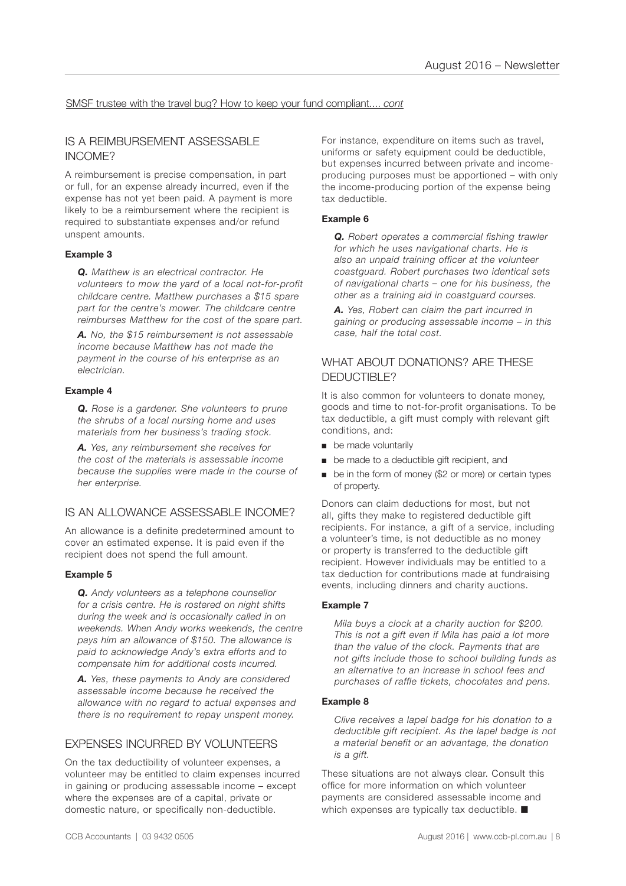SMSF trustee with the travel bug? How to keep your fund compliant.... *cont*

## IS A REIMBURSEMENT ASSESSABLE INCOME?

A reimbursement is precise compensation, in part or full, for an expense already incurred, even if the expense has not yet been paid. A payment is more likely to be a reimbursement where the recipient is required to substantiate expenses and/or refund unspent amounts.

**Example 3**

> ***Q.*** *Matthew is an electrical contractor. He volunteers to mow the yard of a local not-for-profit childcare centre. Matthew purchases a $15 spare part for the centre's mower. The childcare centre reimburses Matthew for the cost of the spare part.*
>
> ***A.*** *No, the $15 reimbursement is not assessable income because Matthew has not made the payment in the course of his enterprise as an electrician.*

**Example 4**

> ***Q.*** *Rose is a gardener. She volunteers to prune the shrubs of a local nursing home and uses materials from her business's trading stock.*
>
> ***A.*** *Yes, any reimbursement she receives for the cost of the materials is assessable income because the supplies were made in the course of her enterprise.*

## IS AN ALLOWANCE ASSESSABLE INCOME?

An allowance is a definite predetermined amount to cover an estimated expense. It is paid even if the recipient does not spend the full amount.

**Example 5**

> ***Q.*** *Andy volunteers as a telephone counsellor for a crisis centre. He is rostered on night shifts during the week and is occasionally called in on weekends. When Andy works weekends, the centre pays him an allowance of $150. The allowance is paid to acknowledge Andy's extra efforts and to compensate him for additional costs incurred.*
>
> ***A.*** *Yes, these payments to Andy are considered assessable income because he received the allowance with no regard to actual expenses and there is no requirement to repay unspent money.*

## EXPENSES INCURRED BY VOLUNTEERS

On the tax deductibility of volunteer expenses, a volunteer may be entitled to claim expenses incurred in gaining or producing assessable income – except where the expenses are of a capital, private or domestic nature, or specifically non-deductible.

For instance, expenditure on items such as travel, uniforms or safety equipment could be deductible, but expenses incurred between private and income-producing purposes must be apportioned – with only the income-producing portion of the expense being tax deductible.

**Example 6**

> ***Q.*** *Robert operates a commercial fishing trawler for which he uses navigational charts. He is also an unpaid training officer at the volunteer coastguard. Robert purchases two identical sets of navigational charts – one for his business, the other as a training aid in coastguard courses.*
>
> ***A.*** *Yes, Robert can claim the part incurred in gaining or producing assessable income – in this case, half the total cost.*

## WHAT ABOUT DONATIONS? ARE THESE DEDUCTIBLE?

It is also common for volunteers to donate money, goods and time to not-for-profit organisations. To be tax deductible, a gift must comply with relevant gift conditions, and:

- be made voluntarily
- be made to a deductible gift recipient, and
- be in the form of money ($2 or more) or certain types of property.

Donors can claim deductions for most, but not all, gifts they make to registered deductible gift recipients. For instance, a gift of a service, including a volunteer's time, is not deductible as no money or property is transferred to the deductible gift recipient. However individuals may be entitled to a tax deduction for contributions made at fundraising events, including dinners and charity auctions.

**Example 7**

> *Mila buys a clock at a charity auction for $200. This is not a gift even if Mila has paid a lot more than the value of the clock. Payments that are not gifts include those to school building funds as an alternative to an increase in school fees and purchases of raffle tickets, chocolates and pens.*

**Example 8**

> *Clive receives a lapel badge for his donation to a deductible gift recipient. As the lapel badge is not a material benefit or an advantage, the donation is a gift.*

These situations are not always clear. Consult this office for more information on which volunteer payments are considered assessable income and which expenses are typically tax deductible. ■